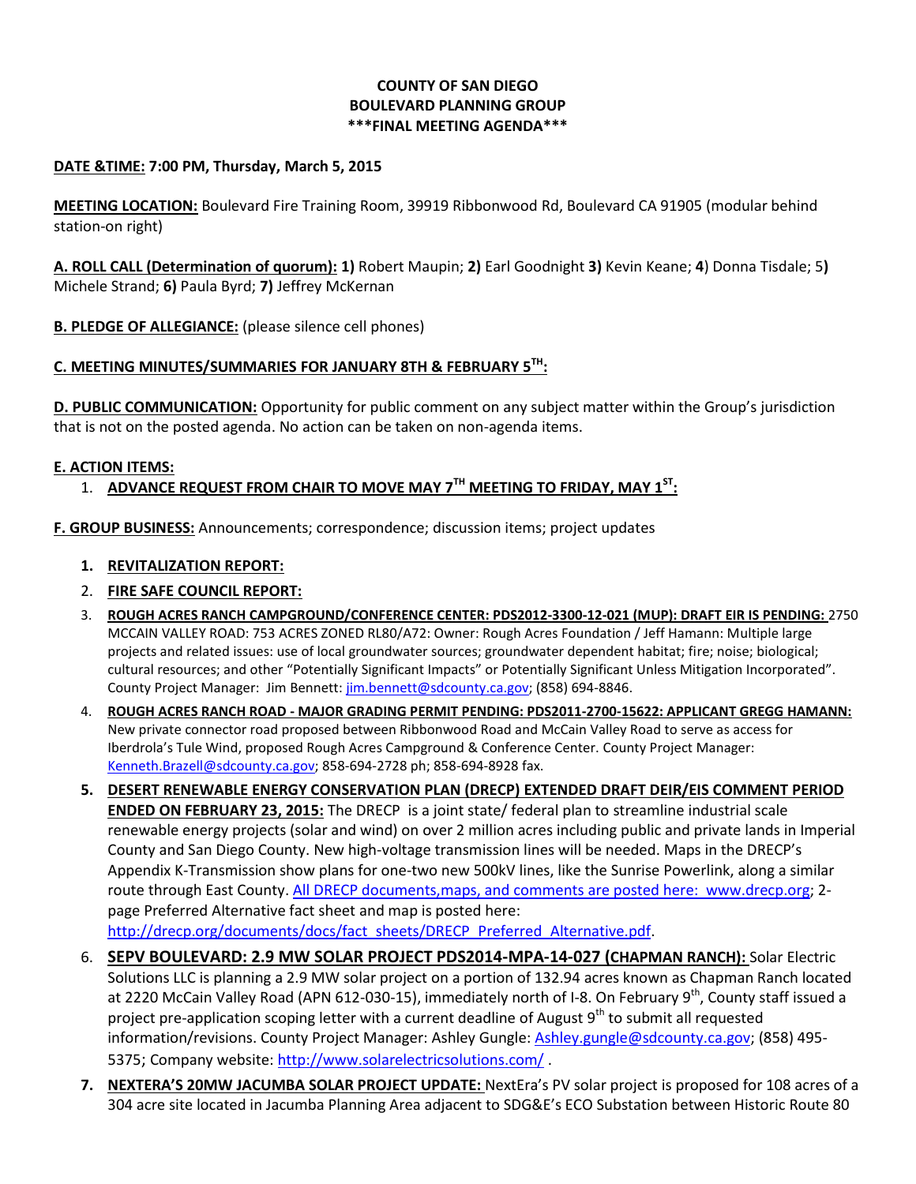**COUNTY OF SAN DIEGO**
**BOULEVARD PLANNING GROUP**
**\*\*\*FINAL MEETING AGENDA\*\*\***

**DATE &TIME: 7:00 PM, Thursday, March 5, 2015**

**MEETING LOCATION:** Boulevard Fire Training Room, 39919 Ribbonwood Rd, Boulevard CA 91905 (modular behind station-on right)

**A. ROLL CALL (Determination of quorum): 1)** Robert Maupin; **2)** Earl Goodnight **3)** Kevin Keane; **4**) Donna Tisdale; 5**)** Michele Strand; **6)** Paula Byrd; **7)** Jeffrey McKernan

**B. PLEDGE OF ALLEGIANCE:** (please silence cell phones)

**C. MEETING MINUTES/SUMMARIES FOR JANUARY 8TH & FEBRUARY 5TH:**

**D. PUBLIC COMMUNICATION:** Opportunity for public comment on any subject matter within the Group's jurisdiction that is not on the posted agenda. No action can be taken on non-agenda items.

**E. ACTION ITEMS:**

1. **ADVANCE REQUEST FROM CHAIR TO MOVE MAY 7TH MEETING TO FRIDAY, MAY 1ST:**

**F. GROUP BUSINESS:** Announcements; correspondence; discussion items; project updates

1. **REVITALIZATION REPORT:**
2. **FIRE SAFE COUNCIL REPORT:**
3. **ROUGH ACRES RANCH CAMPGROUND/CONFERENCE CENTER: PDS2012-3300-12-021 (MUP): DRAFT EIR IS PENDING:** 2750 MCCAIN VALLEY ROAD: 753 ACRES ZONED RL80/A72: Owner: Rough Acres Foundation / Jeff Hamann: Multiple large projects and related issues: use of local groundwater sources; groundwater dependent habitat; fire; noise; biological; cultural resources; and other "Potentially Significant Impacts" or Potentially Significant Unless Mitigation Incorporated". County Project Manager: Jim Bennett: jim.bennett@sdcounty.ca.gov; (858) 694-8846.
4. **ROUGH ACRES RANCH ROAD - MAJOR GRADING PERMIT PENDING: PDS2011-2700-15622: APPLICANT GREGG HAMANN:** New private connector road proposed between Ribbonwood Road and McCain Valley Road to serve as access for Iberdrola's Tule Wind, proposed Rough Acres Campground & Conference Center. County Project Manager: Kenneth.Brazell@sdcounty.ca.gov; 858-694-2728 ph; 858-694-8928 fax.
5. **DESERT RENEWABLE ENERGY CONSERVATION PLAN (DRECP) EXTENDED DRAFT DEIR/EIS COMMENT PERIOD ENDED ON FEBRUARY 23, 2015:** The DRECP is a joint state/ federal plan to streamline industrial scale renewable energy projects (solar and wind) on over 2 million acres including public and private lands in Imperial County and San Diego County. New high-voltage transmission lines will be needed. Maps in the DRECP's Appendix K-Transmission show plans for one-two new 500kV lines, like the Sunrise Powerlink, along a similar route through East County. All DRECP documents,maps, and comments are posted here: www.drecp.org; 2-page Preferred Alternative fact sheet and map is posted here: http://drecp.org/documents/docs/fact_sheets/DRECP_Preferred_Alternative.pdf.
6. **SEPV BOULEVARD: 2.9 MW SOLAR PROJECT PDS2014-MPA-14-027 (CHAPMAN RANCH):** Solar Electric Solutions LLC is planning a 2.9 MW solar project on a portion of 132.94 acres known as Chapman Ranch located at 2220 McCain Valley Road (APN 612-030-15), immediately north of I-8. On February 9th, County staff issued a project pre-application scoping letter with a current deadline of August 9th to submit all requested information/revisions. County Project Manager: Ashley Gungle: Ashley.gungle@sdcounty.ca.gov; (858) 495-5375; Company website: http://www.solarelectricsolutions.com/ .
7. **NEXTERA'S 20MW JACUMBA SOLAR PROJECT UPDATE:** NextEra's PV solar project is proposed for 108 acres of a 304 acre site located in Jacumba Planning Area adjacent to SDG&E's ECO Substation between Historic Route 80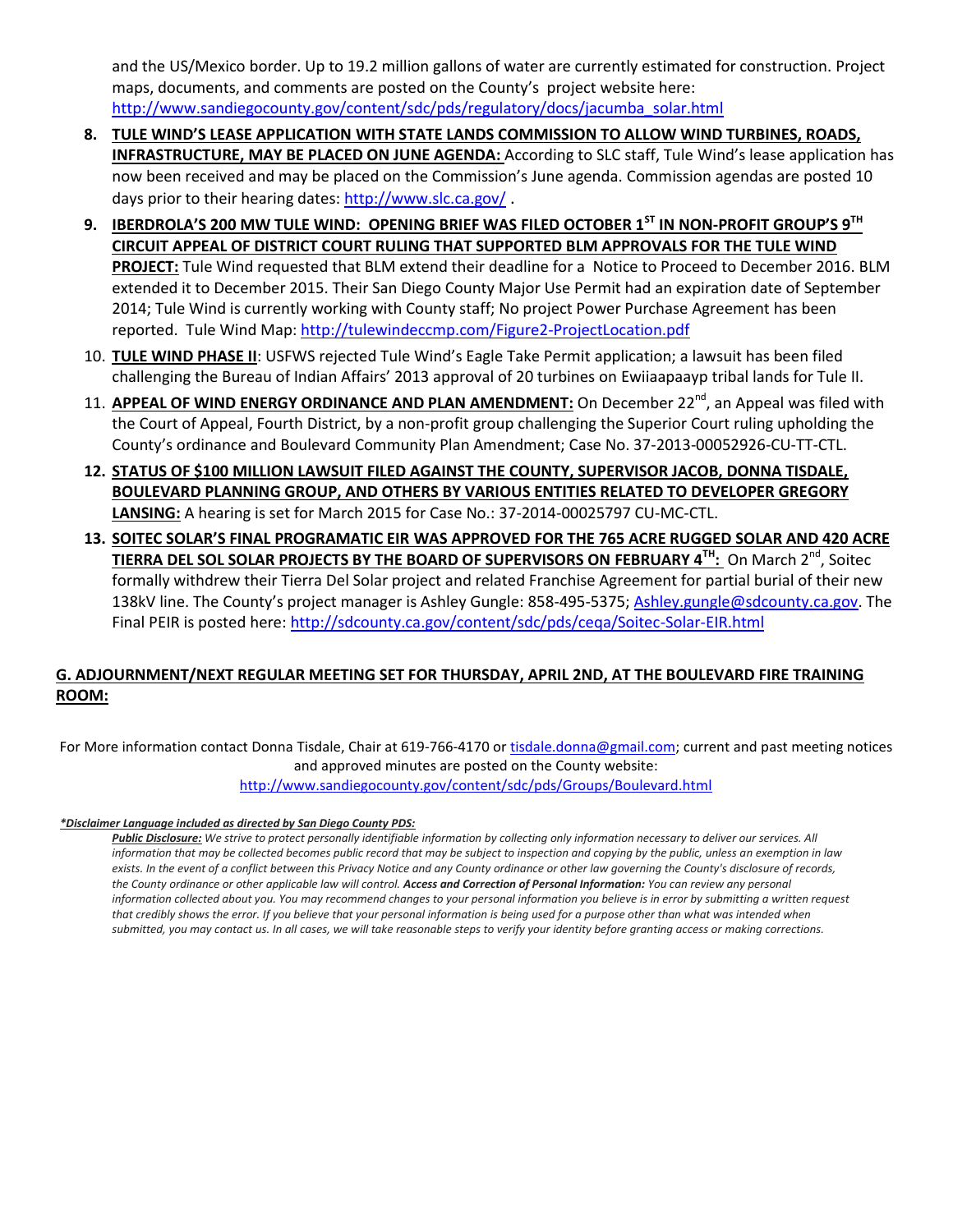and the US/Mexico border. Up to 19.2 million gallons of water are currently estimated for construction. Project maps, documents, and comments are posted on the County's project website here: http://www.sandiegocounty.gov/content/sdc/pds/regulatory/docs/jacumba_solar.html

8. **TULE WIND'S LEASE APPLICATION WITH STATE LANDS COMMISSION TO ALLOW WIND TURBINES, ROADS, INFRASTRUCTURE, MAY BE PLACED ON JUNE AGENDA:** According to SLC staff, Tule Wind's lease application has now been received and may be placed on the Commission's June agenda. Commission agendas are posted 10 days prior to their hearing dates: http://www.slc.ca.gov/ .

9. **IBERDROLA'S 200 MW TULE WIND: OPENING BRIEF WAS FILED OCTOBER 1ST IN NON-PROFIT GROUP'S 9TH CIRCUIT APPEAL OF DISTRICT COURT RULING THAT SUPPORTED BLM APPROVALS FOR THE TULE WIND PROJECT:** Tule Wind requested that BLM extend their deadline for a Notice to Proceed to December 2016. BLM extended it to December 2015. Their San Diego County Major Use Permit had an expiration date of September 2014; Tule Wind is currently working with County staff; No project Power Purchase Agreement has been reported. Tule Wind Map: http://tulewindeccmp.com/Figure2-ProjectLocation.pdf

10. **TULE WIND PHASE II**: USFWS rejected Tule Wind's Eagle Take Permit application; a lawsuit has been filed challenging the Bureau of Indian Affairs' 2013 approval of 20 turbines on Ewiiaapaayp tribal lands for Tule II.

11. **APPEAL OF WIND ENERGY ORDINANCE AND PLAN AMENDMENT:** On December 22nd, an Appeal was filed with the Court of Appeal, Fourth District, by a non-profit group challenging the Superior Court ruling upholding the County's ordinance and Boulevard Community Plan Amendment; Case No. 37-2013-00052926-CU-TT-CTL.

12. **STATUS OF $100 MILLION LAWSUIT FILED AGAINST THE COUNTY, SUPERVISOR JACOB, DONNA TISDALE, BOULEVARD PLANNING GROUP, AND OTHERS BY VARIOUS ENTITIES RELATED TO DEVELOPER GREGORY LANSING:** A hearing is set for March 2015 for Case No.: 37-2014-00025797 CU-MC-CTL.

13. **SOITEC SOLAR'S FINAL PROGRAMATIC EIR WAS APPROVED FOR THE 765 ACRE RUGGED SOLAR AND 420 ACRE TIERRA DEL SOL SOLAR PROJECTS BY THE BOARD OF SUPERVISORS ON FEBRUARY 4TH:** On March 2nd, Soitec formally withdrew their Tierra Del Solar project and related Franchise Agreement for partial burial of their new 138kV line. The County's project manager is Ashley Gungle: 858-495-5375; Ashley.gungle@sdcounty.ca.gov. The Final PEIR is posted here: http://sdcounty.ca.gov/content/sdc/pds/ceqa/Soitec-Solar-EIR.html

**G. ADJOURNMENT/NEXT REGULAR MEETING SET FOR THURSDAY, APRIL 2ND, AT THE BOULEVARD FIRE TRAINING ROOM:**

For More information contact Donna Tisdale, Chair at 619-766-4170 or tisdale.donna@gmail.com; current and past meeting notices and approved minutes are posted on the County website:
http://www.sandiegocounty.gov/content/sdc/pds/Groups/Boulevard.html

***Disclaimer Language included as directed by San Diego County PDS:***

***Public Disclosure:*** *We strive to protect personally identifiable information by collecting only information necessary to deliver our services. All information that may be collected becomes public record that may be subject to inspection and copying by the public, unless an exemption in law exists. In the event of a conflict between this Privacy Notice and any County ordinance or other law governing the County's disclosure of records, the County ordinance or other applicable law will control.* ***Access and Correction of Personal Information:*** *You can review any personal information collected about you. You may recommend changes to your personal information you believe is in error by submitting a written request that credibly shows the error. If you believe that your personal information is being used for a purpose other than what was intended when submitted, you may contact us. In all cases, we will take reasonable steps to verify your identity before granting access or making corrections.*